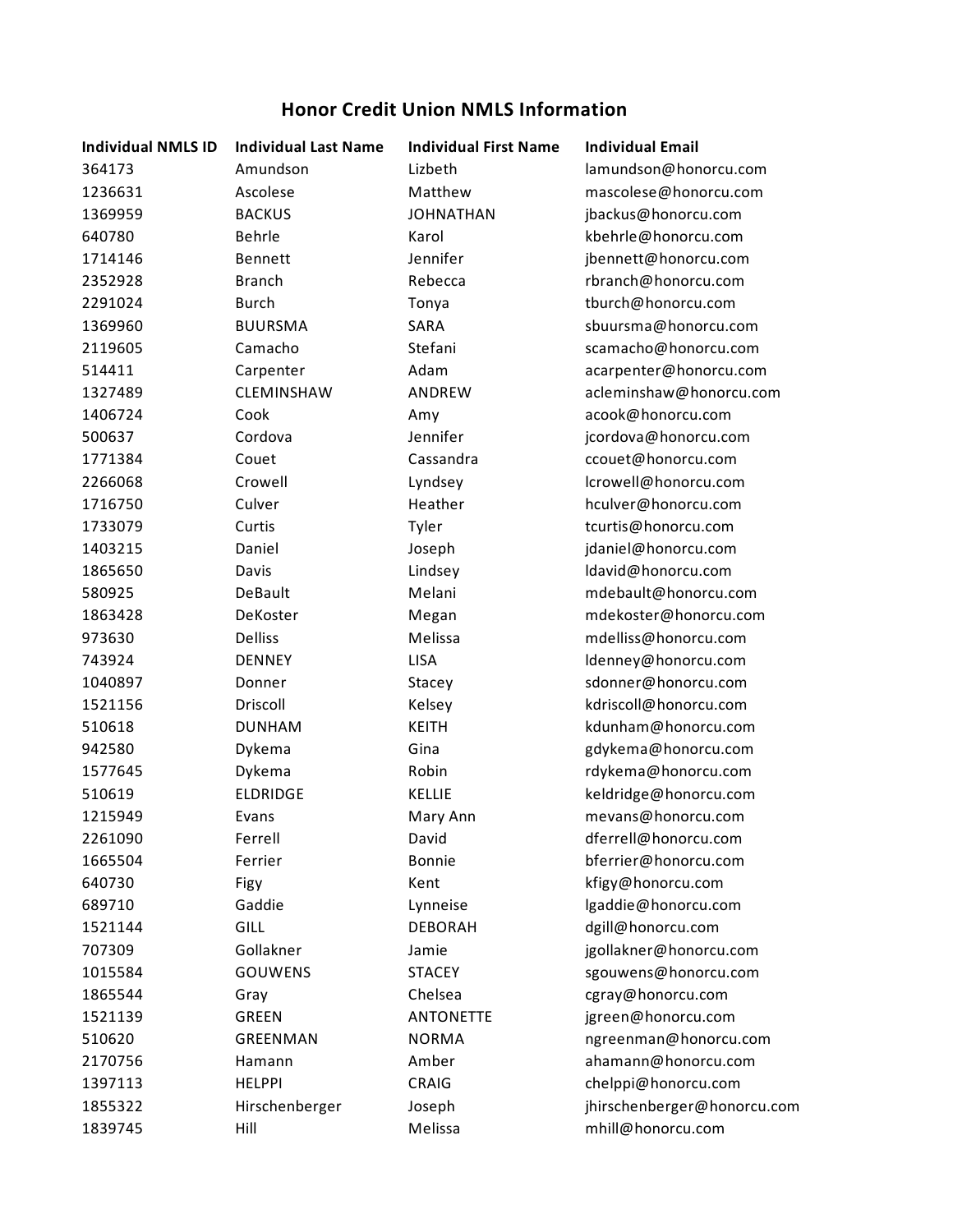# Honor Credit Union NMLS Information

| Individual NMLS ID | Individual Last Name | Individual First Name | Individual Email |
|---|---|---|---|
| 364173 | Amundson | Lizbeth | lamundson@honorcu.com |
| 1236631 | Ascolese | Matthew | mascolese@honorcu.com |
| 1369959 | BACKUS | JOHNATHAN | jbackus@honorcu.com |
| 640780 | Behrle | Karol | kbehrle@honorcu.com |
| 1714146 | Bennett | Jennifer | jbennett@honorcu.com |
| 2352928 | Branch | Rebecca | rbranch@honorcu.com |
| 2291024 | Burch | Tonya | tburch@honorcu.com |
| 1369960 | BUURSMA | SARA | sbuursma@honorcu.com |
| 2119605 | Camacho | Stefani | scamacho@honorcu.com |
| 514411 | Carpenter | Adam | acarpenter@honorcu.com |
| 1327489 | CLEMINSHAW | ANDREW | acleminshaw@honorcu.com |
| 1406724 | Cook | Amy | acook@honorcu.com |
| 500637 | Cordova | Jennifer | jcordova@honorcu.com |
| 1771384 | Couet | Cassandra | ccouet@honorcu.com |
| 2266068 | Crowell | Lyndsey | lcrowell@honorcu.com |
| 1716750 | Culver | Heather | hculver@honorcu.com |
| 1733079 | Curtis | Tyler | tcurtis@honorcu.com |
| 1403215 | Daniel | Joseph | jdaniel@honorcu.com |
| 1865650 | Davis | Lindsey | ldavid@honorcu.com |
| 580925 | DeBault | Melani | mdebault@honorcu.com |
| 1863428 | DeKoster | Megan | mdekoster@honorcu.com |
| 973630 | Delliss | Melissa | mdelliss@honorcu.com |
| 743924 | DENNEY | LISA | ldenney@honorcu.com |
| 1040897 | Donner | Stacey | sdonner@honorcu.com |
| 1521156 | Driscoll | Kelsey | kdriscoll@honorcu.com |
| 510618 | DUNHAM | KEITH | kdunham@honorcu.com |
| 942580 | Dykema | Gina | gdykema@honorcu.com |
| 1577645 | Dykema | Robin | rdykema@honorcu.com |
| 510619 | ELDRIDGE | KELLIE | keldridge@honorcu.com |
| 1215949 | Evans | Mary Ann | mevans@honorcu.com |
| 2261090 | Ferrell | David | dferrell@honorcu.com |
| 1665504 | Ferrier | Bonnie | bferrier@honorcu.com |
| 640730 | Figy | Kent | kfigy@honorcu.com |
| 689710 | Gaddie | Lynneise | lgaddie@honorcu.com |
| 1521144 | GILL | DEBORAH | dgill@honorcu.com |
| 707309 | Gollakner | Jamie | jgollakner@honorcu.com |
| 1015584 | GOUWENS | STACEY | sgouwens@honorcu.com |
| 1865544 | Gray | Chelsea | cgray@honorcu.com |
| 1521139 | GREEN | ANTONETTE | jgreen@honorcu.com |
| 510620 | GREENMAN | NORMA | ngreenman@honorcu.com |
| 2170756 | Hamann | Amber | ahamann@honorcu.com |
| 1397113 | HELPPI | CRAIG | chelppi@honorcu.com |
| 1855322 | Hirschenberger | Joseph | jhirschenberger@honorcu.com |
| 1839745 | Hill | Melissa | mhill@honorcu.com |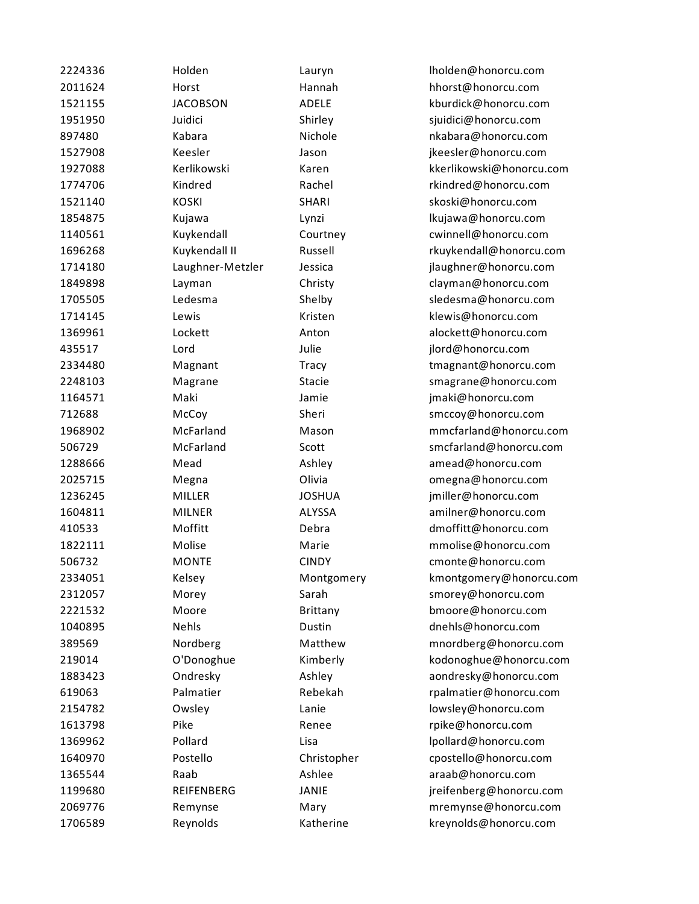| | | | |
|---|---|---|---|
| 2224336 | Holden | Lauryn | lholden@honorcu.com |
| 2011624 | Horst | Hannah | hhorst@honorcu.com |
| 1521155 | JACOBSON | ADELE | kburdick@honorcu.com |
| 1951950 | Juidici | Shirley | sjuidici@honorcu.com |
| 897480 | Kabara | Nichole | nkabara@honorcu.com |
| 1527908 | Keesler | Jason | jkeesler@honorcu.com |
| 1927088 | Kerlikowski | Karen | kkerlikowski@honorcu.com |
| 1774706 | Kindred | Rachel | rkindred@honorcu.com |
| 1521140 | KOSKI | SHARI | skoski@honorcu.com |
| 1854875 | Kujawa | Lynzi | lkujawa@honorcu.com |
| 1140561 | Kuykendall | Courtney | cwinnell@honorcu.com |
| 1696268 | Kuykendall II | Russell | rkuykendall@honorcu.com |
| 1714180 | Laughner-Metzler | Jessica | jlaughner@honorcu.com |
| 1849898 | Layman | Christy | clayman@honorcu.com |
| 1705505 | Ledesma | Shelby | sledesma@honorcu.com |
| 1714145 | Lewis | Kristen | klewis@honorcu.com |
| 1369961 | Lockett | Anton | alockett@honorcu.com |
| 435517 | Lord | Julie | jlord@honorcu.com |
| 2334480 | Magnant | Tracy | tmagnant@honorcu.com |
| 2248103 | Magrane | Stacie | smagrane@honorcu.com |
| 1164571 | Maki | Jamie | jmaki@honorcu.com |
| 712688 | McCoy | Sheri | smccoy@honorcu.com |
| 1968902 | McFarland | Mason | mmcfarland@honorcu.com |
| 506729 | McFarland | Scott | smcfarland@honorcu.com |
| 1288666 | Mead | Ashley | amead@honorcu.com |
| 2025715 | Megna | Olivia | omegna@honorcu.com |
| 1236245 | MILLER | JOSHUA | jmiller@honorcu.com |
| 1604811 | MILNER | ALYSSA | amilner@honorcu.com |
| 410533 | Moffitt | Debra | dmoffitt@honorcu.com |
| 1822111 | Molise | Marie | mmolise@honorcu.com |
| 506732 | MONTE | CINDY | cmonte@honorcu.com |
| 2334051 | Kelsey | Montgomery | kmontgomery@honorcu.com |
| 2312057 | Morey | Sarah | smorey@honorcu.com |
| 2221532 | Moore | Brittany | bmoore@honorcu.com |
| 1040895 | Nehls | Dustin | dnehls@honorcu.com |
| 389569 | Nordberg | Matthew | mnordberg@honorcu.com |
| 219014 | O'Donoghue | Kimberly | kodonoghue@honorcu.com |
| 1883423 | Ondresky | Ashley | aondresky@honorcu.com |
| 619063 | Palmatier | Rebekah | rpalmatier@honorcu.com |
| 2154782 | Owsley | Lanie | lowsley@honorcu.com |
| 1613798 | Pike | Renee | rpike@honorcu.com |
| 1369962 | Pollard | Lisa | lpollard@honorcu.com |
| 1640970 | Postello | Christopher | cpostello@honorcu.com |
| 1365544 | Raab | Ashlee | araab@honorcu.com |
| 1199680 | REIFENBERG | JANIE | jreifenberg@honorcu.com |
| 2069776 | Remynse | Mary | mremynse@honorcu.com |
| 1706589 | Reynolds | Katherine | kreynolds@honorcu.com |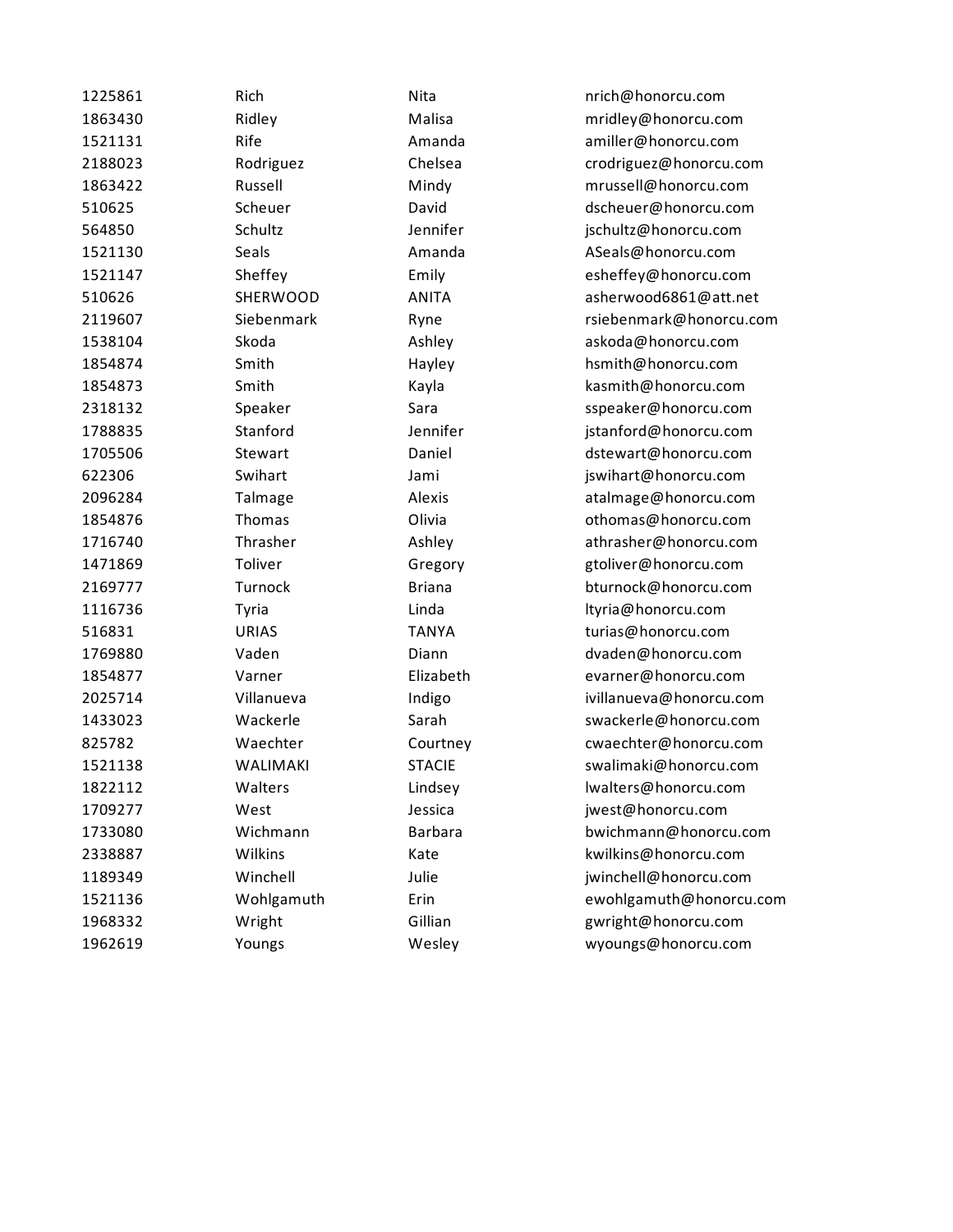| | | | |
|---|---|---|---|
| 1225861 | Rich | Nita | nrich@honorcu.com |
| 1863430 | Ridley | Malisa | mridley@honorcu.com |
| 1521131 | Rife | Amanda | amiller@honorcu.com |
| 2188023 | Rodriguez | Chelsea | crodriguez@honorcu.com |
| 1863422 | Russell | Mindy | mrussell@honorcu.com |
| 510625 | Scheuer | David | dscheuer@honorcu.com |
| 564850 | Schultz | Jennifer | jschultz@honorcu.com |
| 1521130 | Seals | Amanda | ASeals@honorcu.com |
| 1521147 | Sheffey | Emily | esheffey@honorcu.com |
| 510626 | SHERWOOD | ANITA | asherwood6861@att.net |
| 2119607 | Siebenmark | Ryne | rsiebenmark@honorcu.com |
| 1538104 | Skoda | Ashley | askoda@honorcu.com |
| 1854874 | Smith | Hayley | hsmith@honorcu.com |
| 1854873 | Smith | Kayla | kasmith@honorcu.com |
| 2318132 | Speaker | Sara | sspeaker@honorcu.com |
| 1788835 | Stanford | Jennifer | jstanford@honorcu.com |
| 1705506 | Stewart | Daniel | dstewart@honorcu.com |
| 622306 | Swihart | Jami | jswihart@honorcu.com |
| 2096284 | Talmage | Alexis | atalmage@honorcu.com |
| 1854876 | Thomas | Olivia | othomas@honorcu.com |
| 1716740 | Thrasher | Ashley | athrasher@honorcu.com |
| 1471869 | Toliver | Gregory | gtoliver@honorcu.com |
| 2169777 | Turnock | Briana | bturnock@honorcu.com |
| 1116736 | Tyria | Linda | ltyria@honorcu.com |
| 516831 | URIAS | TANYA | turias@honorcu.com |
| 1769880 | Vaden | Diann | dvaden@honorcu.com |
| 1854877 | Varner | Elizabeth | evarner@honorcu.com |
| 2025714 | Villanueva | Indigo | ivillanueva@honorcu.com |
| 1433023 | Wackerle | Sarah | swackerle@honorcu.com |
| 825782 | Waechter | Courtney | cwaechter@honorcu.com |
| 1521138 | WALIMAKI | STACIE | swalimaki@honorcu.com |
| 1822112 | Walters | Lindsey | lwalters@honorcu.com |
| 1709277 | West | Jessica | jwest@honorcu.com |
| 1733080 | Wichmann | Barbara | bwichmann@honorcu.com |
| 2338887 | Wilkins | Kate | kwilkins@honorcu.com |
| 1189349 | Winchell | Julie | jwinchell@honorcu.com |
| 1521136 | Wohlgamuth | Erin | ewohlgamuth@honorcu.com |
| 1968332 | Wright | Gillian | gwright@honorcu.com |
| 1962619 | Youngs | Wesley | wyoungs@honorcu.com |